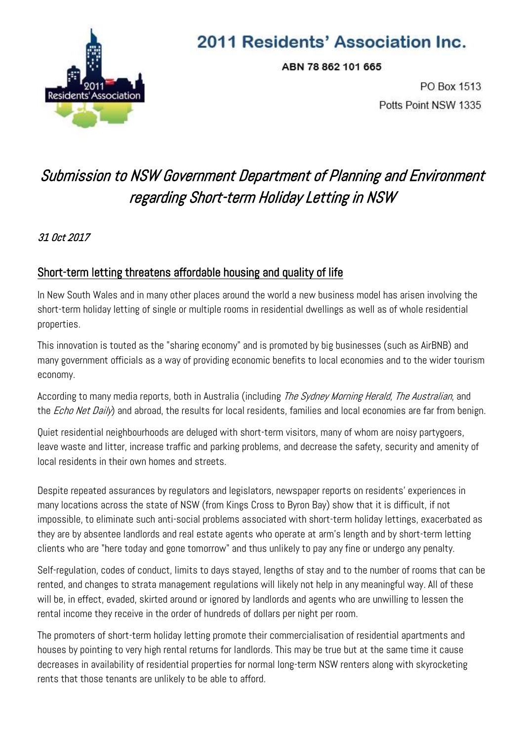# 2011 Residents' Association Inc.

ABN 78 862 101 665

PO Box 1513
Potts Point NSW 1335

## *Submission to NSW Government Department of Planning and Environment regarding Short-term Holiday Letting in NSW*

*31 Oct 2017*

### Short-term letting threatens affordable housing and quality of life

In New South Wales and in many other places around the world a new business model has arisen involving the short-term holiday letting of single or multiple rooms in residential dwellings as well as of whole residential properties.

This innovation is touted as the "sharing economy" and is promoted by big businesses (such as AirBNB) and many government officials as a way of providing economic benefits to local economies and to the wider tourism economy.

According to many media reports, both in Australia (including *The Sydney Morning Herald*, *The Australian*, and the *Echo Net Daily*) and abroad, the results for local residents, families and local economies are far from benign.

Quiet residential neighbourhoods are deluged with short-term visitors, many of whom are noisy partygoers, leave waste and litter, increase traffic and parking problems, and decrease the safety, security and amenity of local residents in their own homes and streets.

Despite repeated assurances by regulators and legislators, newspaper reports on residents' experiences in many locations across the state of NSW (from Kings Cross to Byron Bay) show that it is difficult, if not impossible, to eliminate such anti-social problems associated with short-term holiday lettings, exacerbated as they are by absentee landlords and real estate agents who operate at arm's length and by short-term letting clients who are "here today and gone tomorrow" and thus unlikely to pay any fine or undergo any penalty.

Self-regulation, codes of conduct, limits to days stayed, lengths of stay and to the number of rooms that can be rented, and changes to strata management regulations will likely not help in any meaningful way. All of these will be, in effect, evaded, skirted around or ignored by landlords and agents who are unwilling to lessen the rental income they receive in the order of hundreds of dollars per night per room.

The promoters of short-term holiday letting promote their commercialisation of residential apartments and houses by pointing to very high rental returns for landlords. This may be true but at the same time it cause decreases in availability of residential properties for normal long-term NSW renters along with skyrocketing rents that those tenants are unlikely to be able to afford.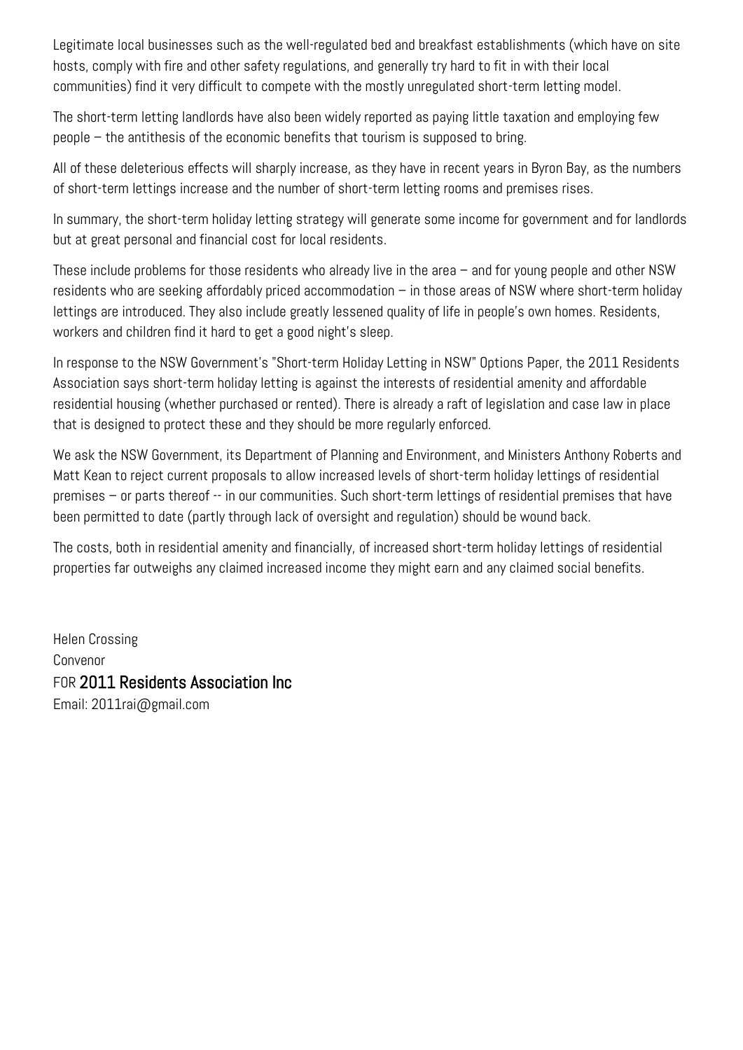Legitimate local businesses such as the well-regulated bed and breakfast establishments (which have on site hosts, comply with fire and other safety regulations, and generally try hard to fit in with their local communities) find it very difficult to compete with the mostly unregulated short-term letting model.

The short-term letting landlords have also been widely reported as paying little taxation and employing few people – the antithesis of the economic benefits that tourism is supposed to bring.

All of these deleterious effects will sharply increase, as they have in recent years in Byron Bay, as the numbers of short-term lettings increase and the number of short-term letting rooms and premises rises.

In summary, the short-term holiday letting strategy will generate some income for government and for landlords but at great personal and financial cost for local residents.

These include problems for those residents who already live in the area – and for young people and other NSW residents who are seeking affordably priced accommodation – in those areas of NSW where short-term holiday lettings are introduced. They also include greatly lessened quality of life in people's own homes. Residents, workers and children find it hard to get a good night's sleep.

In response to the NSW Government's "Short-term Holiday Letting in NSW" Options Paper, the 2011 Residents Association says short-term holiday letting is against the interests of residential amenity and affordable residential housing (whether purchased or rented). There is already a raft of legislation and case law in place that is designed to protect these and they should be more regularly enforced.

We ask the NSW Government, its Department of Planning and Environment, and Ministers Anthony Roberts and Matt Kean to reject current proposals to allow increased levels of short-term holiday lettings of residential premises – or parts thereof -- in our communities. Such short-term lettings of residential premises that have been permitted to date (partly through lack of oversight and regulation) should be wound back.

The costs, both in residential amenity and financially, of increased short-term holiday lettings of residential properties far outweighs any claimed increased income they might earn and any claimed social benefits.

Helen Crossing
Convenor
FOR 2011 Residents Association Inc
Email: 2011rai@gmail.com